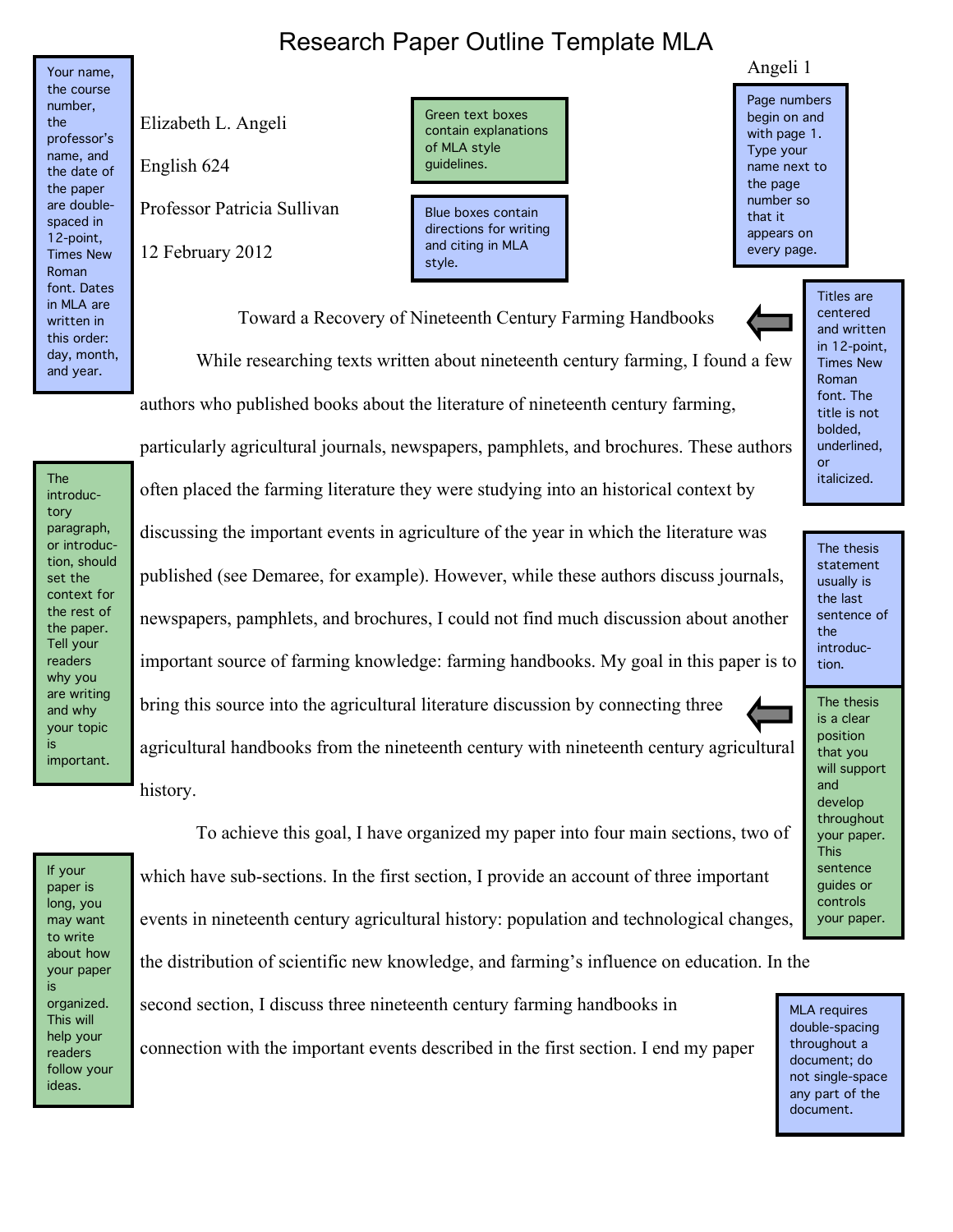# Research Paper Outline Template MLA

Your name, the course number, the professor's name, and the date of the paper are double-spaced in 12-point, Times New Roman font. Dates in MLA are written in this order: day, month, and year.

Elizabeth L. Angeli

English 624

Professor Patricia Sullivan

12 February 2012

Green text boxes contain explanations of MLA style guidelines.

Blue boxes contain directions for writing and citing in MLA style.

Page numbers begin on and with page 1. Type your name next to the page number so that it appears on every page.

Toward a Recovery of Nineteenth Century Farming Handbooks

Titles are centered and written in 12-point, Times New Roman font. The title is not bolded, underlined, or italicized.

While researching texts written about nineteenth century farming, I found a few authors who published books about the literature of nineteenth century farming, particularly agricultural journals, newspapers, pamphlets, and brochures. These authors often placed the farming literature they were studying into an historical context by discussing the important events in agriculture of the year in which the literature was published (see Demaree, for example). However, while these authors discuss journals, newspapers, pamphlets, and brochures, I could not find much discussion about another important source of farming knowledge: farming handbooks. My goal in this paper is to bring this source into the agricultural literature discussion by connecting three agricultural handbooks from the nineteenth century with nineteenth century agricultural history.

The introductory paragraph, or introduction, should set the context for the rest of the paper. Tell your readers why you are writing and why your topic is important.

The thesis statement usually is the last sentence of the introduction.

The thesis is a clear position that you will support and develop throughout your paper. This sentence guides or controls your paper.

To achieve this goal, I have organized my paper into four main sections, two of which have sub-sections. In the first section, I provide an account of three important events in nineteenth century agricultural history: population and technological changes, the distribution of scientific new knowledge, and farming's influence on education. In the second section, I discuss three nineteenth century farming handbooks in connection with the important events described in the first section. I end my paper

If your paper is long, you may want to write about how your paper is organized. This will help your readers follow your ideas.

MLA requires double-spacing throughout a document; do not single-space any part of the document.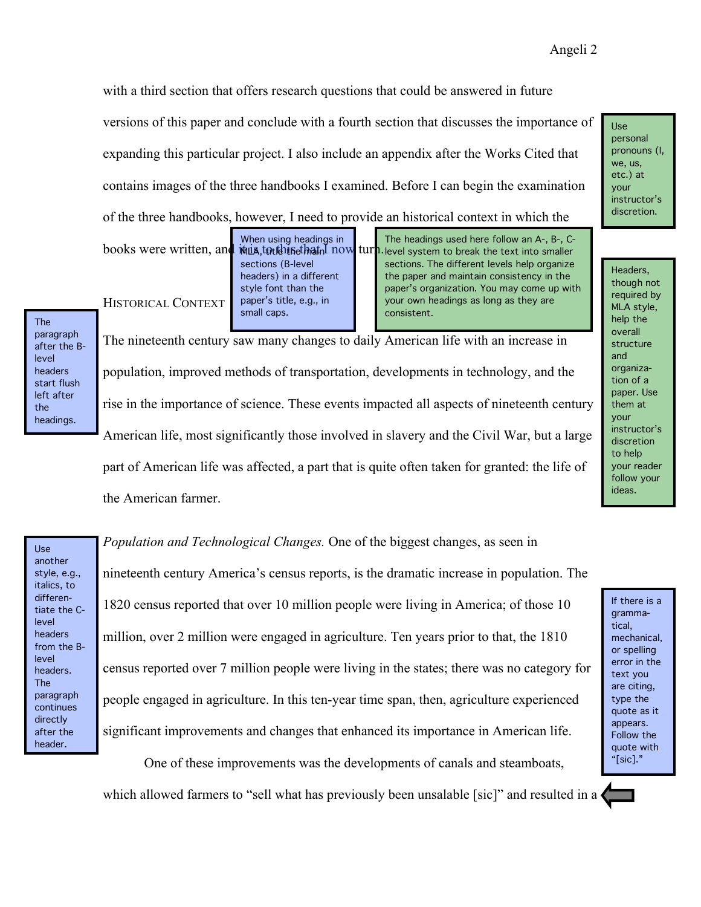with a third section that offers research questions that could be answered in future versions of this paper and conclude with a fourth section that discusses the importance of expanding this particular project. I also include an appendix after the Works Cited that contains images of the three handbooks I examined. Before I can begin the examination of the three handbooks, however, I need to provide an historical context in which the books were written, and it is to this that I now turn.

> Use personal pronouns (I, we, us, etc.) at your instructor's discretion.

> When using headings in MLA, title the main sections (B-level headers) in a different style font than the paper's title, e.g., in small caps.

> The headings used here follow an A-, B-, C-level system to break the text into smaller sections. The different levels help organize the paper and maintain consistency in the paper's organization. You may come up with your own headings as long as they are consistent.

> Headers, though not required by MLA style, help the overall structure and organization of a paper. Use them at your instructor's discretion to help your reader follow your ideas.

## HISTORICAL CONTEXT

> The paragraph after the B-level headers start flush left after the headings.

The nineteenth century saw many changes to daily American life with an increase in population, improved methods of transportation, developments in technology, and the rise in the importance of science. These events impacted all aspects of nineteenth century American life, most significantly those involved in slavery and the Civil War, but a large part of American life was affected, a part that is quite often taken for granted: the life of the American farmer.

> Use another style, e.g., italics, to differentiate the C-level headers from the B-level headers. The paragraph continues directly after the header.

*Population and Technological Changes.* One of the biggest changes, as seen in nineteenth century America's census reports, is the dramatic increase in population. The 1820 census reported that over 10 million people were living in America; of those 10 million, over 2 million were engaged in agriculture. Ten years prior to that, the 1810 census reported over 7 million people were living in the states; there was no category for people engaged in agriculture. In this ten-year time span, then, agriculture experienced significant improvements and changes that enhanced its importance in American life.

> If there is a grammatical, mechanical, or spelling error in the text you are citing, type the quote as it appears. Follow the quote with "[sic]."

One of these improvements was the developments of canals and steamboats, which allowed farmers to "sell what has previously been unsalable [sic]" and resulted in a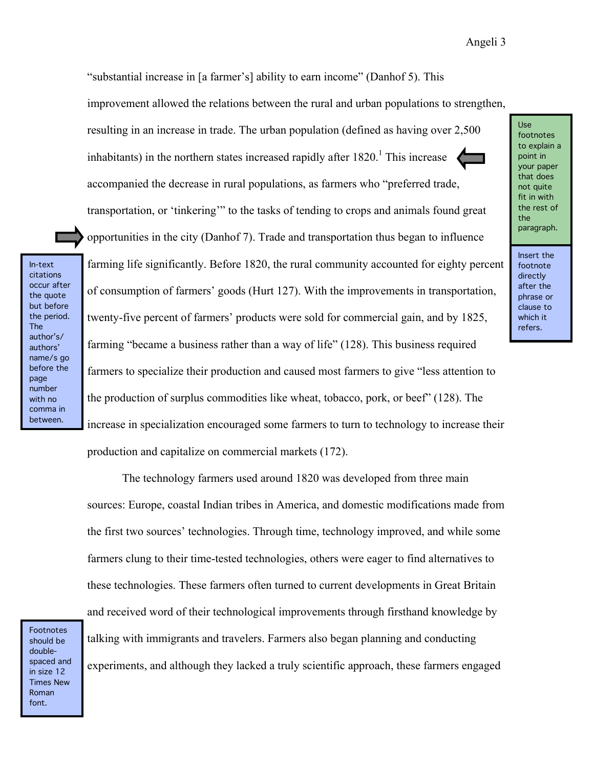"substantial increase in [a farmer's] ability to earn income" (Danhof 5). This improvement allowed the relations between the rural and urban populations to strengthen, resulting in an increase in trade. The urban population (defined as having over 2,500 inhabitants) in the northern states increased rapidly after 1820.[1] This increase accompanied the decrease in rural populations, as farmers who "preferred trade, transportation, or 'tinkering'" to the tasks of tending to crops and animals found great opportunities in the city (Danhof 7). Trade and transportation thus began to influence farming life significantly. Before 1820, the rural community accounted for eighty percent of consumption of farmers' goods (Hurt 127). With the improvements in transportation, twenty-five percent of farmers' products were sold for commercial gain, and by 1825, farming "became a business rather than a way of life" (128). This business required farmers to specialize their production and caused most farmers to give "less attention to the production of surplus commodities like wheat, tobacco, pork, or beef" (128). The increase in specialization encouraged some farmers to turn to technology to increase their production and capitalize on commercial markets (172).

The technology farmers used around 1820 was developed from three main sources: Europe, coastal Indian tribes in America, and domestic modifications made from the first two sources' technologies. Through time, technology improved, and while some farmers clung to their time-tested technologies, others were eager to find alternatives to these technologies. These farmers often turned to current developments in Great Britain and received word of their technological improvements through firsthand knowledge by talking with immigrants and travelers. Farmers also began planning and conducting experiments, and although they lacked a truly scientific approach, these farmers engaged

Use footnotes to explain a point in your paper that does not quite fit in with the rest of the paragraph.

Insert the footnote directly after the phrase or clause to which it refers.

In-text citations occur after the quote but before the period. The author's/authors' name/s go before the page number with no comma in between.

Footnotes should be double-spaced and in size 12 Times New Roman font.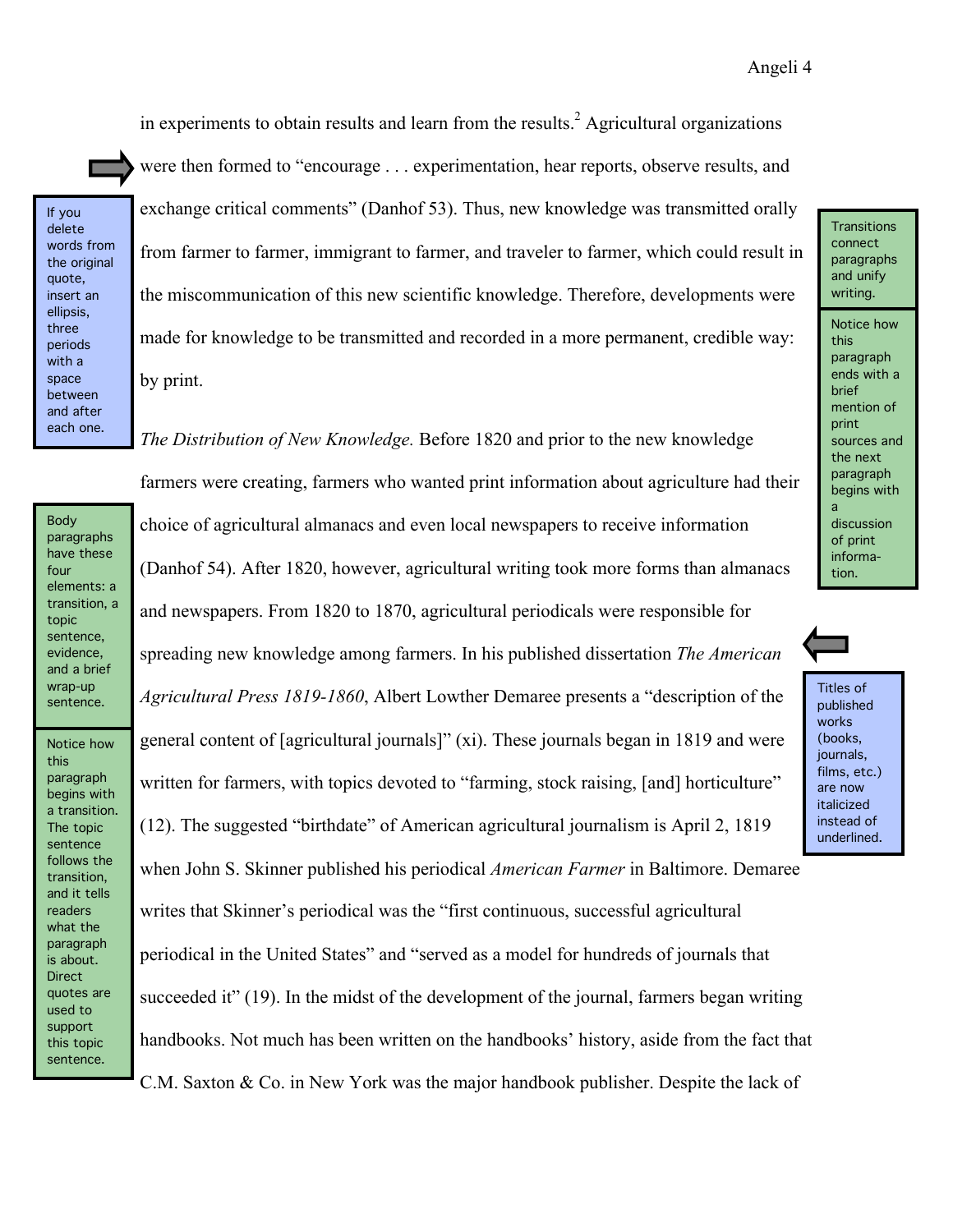in experiments to obtain results and learn from the results.[2] Agricultural organizations were then formed to "encourage . . . experimentation, hear reports, observe results, and exchange critical comments" (Danhof 53). Thus, new knowledge was transmitted orally from farmer to farmer, immigrant to farmer, and traveler to farmer, which could result in the miscommunication of this new scientific knowledge. Therefore, developments were made for knowledge to be transmitted and recorded in a more permanent, credible way: by print.

> If you delete words from the original quote, insert an ellipsis, three periods with a space between and after each one.

> Transitions connect paragraphs and unify writing.

> Notice how this paragraph ends with a brief mention of print sources and the next paragraph begins with a discussion of print information.

*The Distribution of New Knowledge.* Before 1820 and prior to the new knowledge farmers were creating, farmers who wanted print information about agriculture had their choice of agricultural almanacs and even local newspapers to receive information (Danhof 54). After 1820, however, agricultural writing took more forms than almanacs and newspapers. From 1820 to 1870, agricultural periodicals were responsible for spreading new knowledge among farmers. In his published dissertation *The American Agricultural Press 1819-1860*, Albert Lowther Demaree presents a "description of the general content of [agricultural journals]" (xi). These journals began in 1819 and were written for farmers, with topics devoted to "farming, stock raising, [and] horticulture" (12). The suggested "birthdate" of American agricultural journalism is April 2, 1819 when John S. Skinner published his periodical *American Farmer* in Baltimore. Demaree writes that Skinner's periodical was the "first continuous, successful agricultural periodical in the United States" and "served as a model for hundreds of journals that succeeded it" (19). In the midst of the development of the journal, farmers began writing handbooks. Not much has been written on the handbooks' history, aside from the fact that C.M. Saxton & Co. in New York was the major handbook publisher. Despite the lack of

> Body paragraphs have these four elements: a transition, a topic sentence, evidence, and a brief wrap-up sentence.

> Notice how this paragraph begins with a transition. The topic sentence follows the transition, and it tells readers what the paragraph is about. Direct quotes are used to support this topic sentence.

> Titles of published works (books, journals, films, etc.) are now italicized instead of underlined.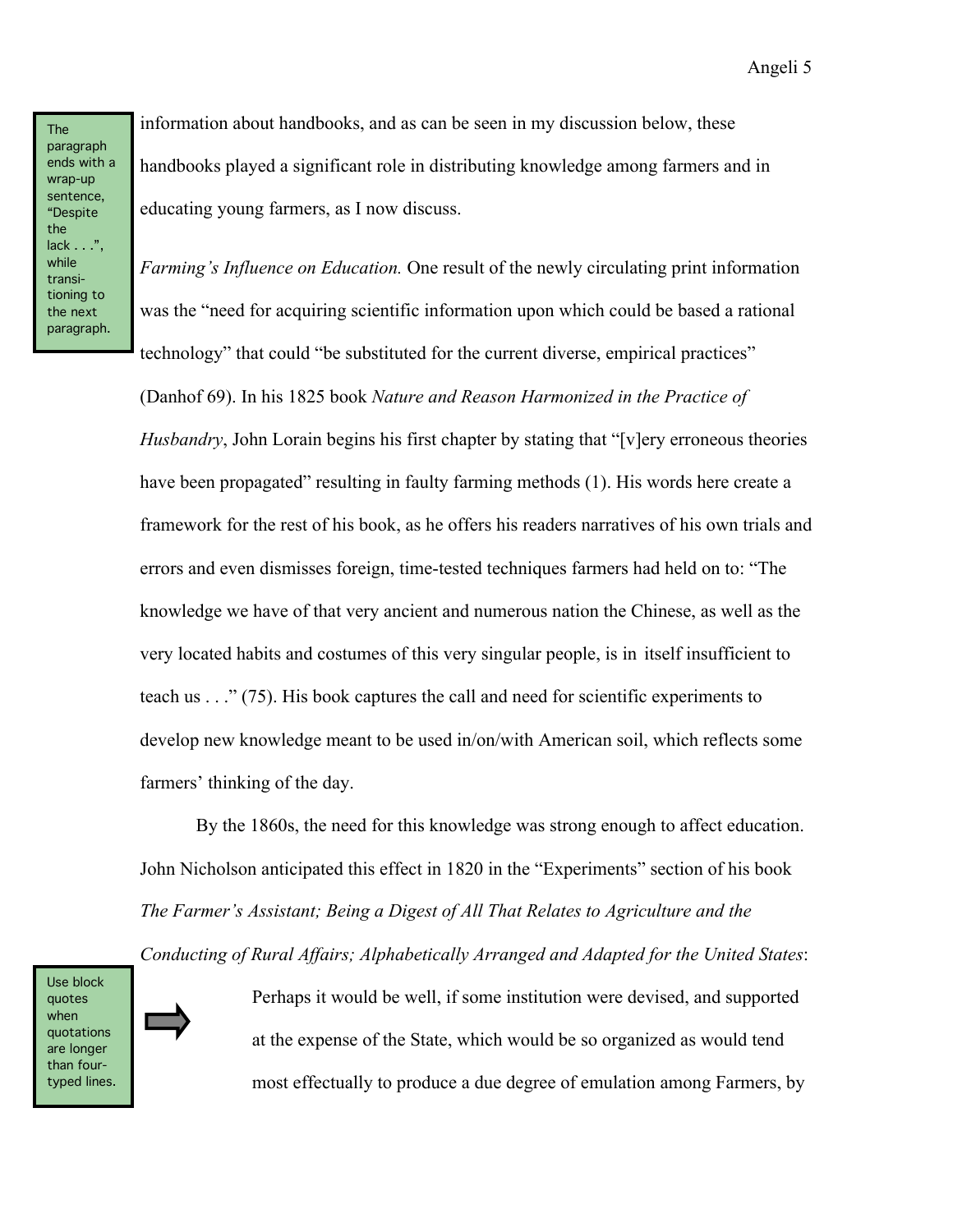The paragraph ends with a wrap-up sentence, "Despite the lack . . .", while transi-tioning to the next paragraph.

information about handbooks, and as can be seen in my discussion below, these handbooks played a significant role in distributing knowledge among farmers and in educating young farmers, as I now discuss.

*Farming's Influence on Education.* One result of the newly circulating print information was the "need for acquiring scientific information upon which could be based a rational technology" that could "be substituted for the current diverse, empirical practices" (Danhof 69). In his 1825 book *Nature and Reason Harmonized in the Practice of Husbandry*, John Lorain begins his first chapter by stating that "[v]ery erroneous theories have been propagated" resulting in faulty farming methods (1). His words here create a framework for the rest of his book, as he offers his readers narratives of his own trials and errors and even dismisses foreign, time-tested techniques farmers had held on to: "The knowledge we have of that very ancient and numerous nation the Chinese, as well as the very located habits and costumes of this very singular people, is in itself insufficient to teach us . . ." (75). His book captures the call and need for scientific experiments to develop new knowledge meant to be used in/on/with American soil, which reflects some farmers' thinking of the day.

By the 1860s, the need for this knowledge was strong enough to affect education. John Nicholson anticipated this effect in 1820 in the "Experiments" section of his book *The Farmer's Assistant; Being a Digest of All That Relates to Agriculture and the Conducting of Rural Affairs; Alphabetically Arranged and Adapted for the United States*:

Use block quotes when quotations are longer than four-typed lines.

> Perhaps it would be well, if some institution were devised, and supported at the expense of the State, which would be so organized as would tend most effectually to produce a due degree of emulation among Farmers, by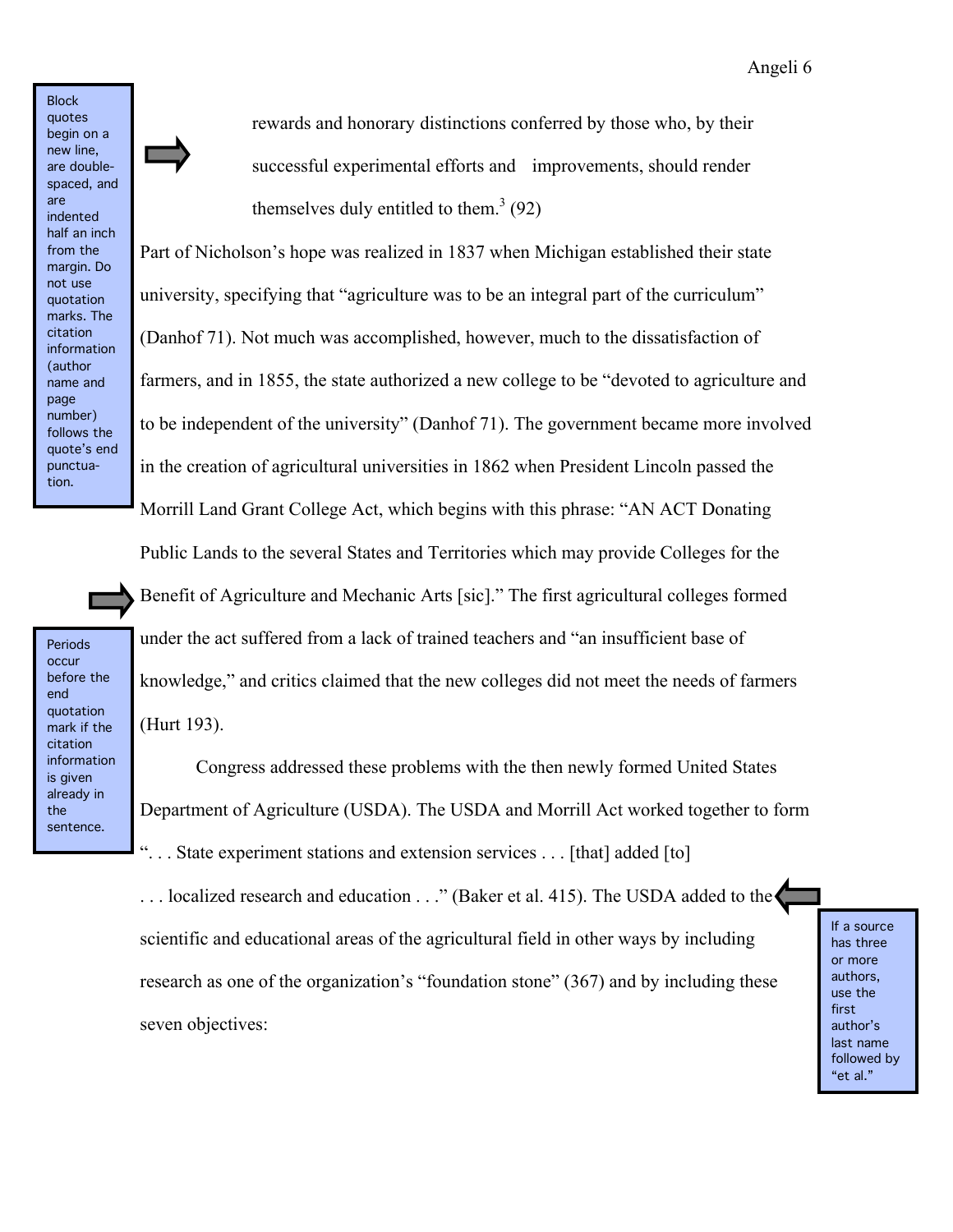> rewards and honorary distinctions conferred by those who, by their successful experimental efforts and improvements, should render themselves duly entitled to them.[3] (92)

Block quotes begin on a new line, are double-spaced, and are indented half an inch from the margin. Do not use quotation marks. The citation information (author name and page number) follows the quote's end punctuation.

Part of Nicholson's hope was realized in 1837 when Michigan established their state university, specifying that "agriculture was to be an integral part of the curriculum" (Danhof 71). Not much was accomplished, however, much to the dissatisfaction of farmers, and in 1855, the state authorized a new college to be "devoted to agriculture and to be independent of the university" (Danhof 71). The government became more involved in the creation of agricultural universities in 1862 when President Lincoln passed the Morrill Land Grant College Act, which begins with this phrase: "AN ACT Donating Public Lands to the several States and Territories which may provide Colleges for the Benefit of Agriculture and Mechanic Arts [sic]." The first agricultural colleges formed under the act suffered from a lack of trained teachers and "an insufficient base of knowledge," and critics claimed that the new colleges did not meet the needs of farmers (Hurt 193).

Periods occur before the end quotation mark if the citation information is given already in the sentence.

Congress addressed these problems with the then newly formed United States Department of Agriculture (USDA). The USDA and Morrill Act worked together to form ". . . State experiment stations and extension services . . . [that] added [to] . . . localized research and education . . ." (Baker et al. 415). The USDA added to the scientific and educational areas of the agricultural field in other ways by including research as one of the organization's "foundation stone" (367) and by including these seven objectives:

If a source has three or more authors, use the first author's last name followed by "et al."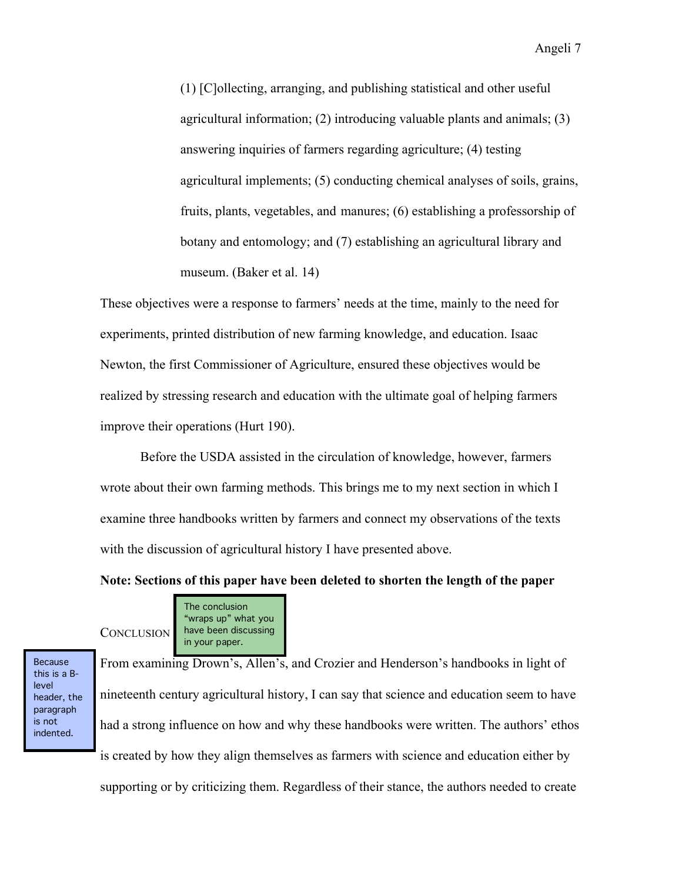> (1) [C]ollecting, arranging, and publishing statistical and other useful agricultural information; (2) introducing valuable plants and animals; (3) answering inquiries of farmers regarding agriculture; (4) testing agricultural implements; (5) conducting chemical analyses of soils, grains, fruits, plants, vegetables, and manures; (6) establishing a professorship of botany and entomology; and (7) establishing an agricultural library and museum. (Baker et al. 14)

These objectives were a response to farmers' needs at the time, mainly to the need for experiments, printed distribution of new farming knowledge, and education. Isaac Newton, the first Commissioner of Agriculture, ensured these objectives would be realized by stressing research and education with the ultimate goal of helping farmers improve their operations (Hurt 190).

Before the USDA assisted in the circulation of knowledge, however, farmers wrote about their own farming methods. This brings me to my next section in which I examine three handbooks written by farmers and connect my observations of the texts with the discussion of agricultural history I have presented above.

**Note: Sections of this paper have been deleted to shorten the length of the paper**

CONCLUSION

The conclusion "wraps up" what you have been discussing in your paper.

Because this is a B-level header, the paragraph is not indented.

From examining Drown's, Allen's, and Crozier and Henderson's handbooks in light of nineteenth century agricultural history, I can say that science and education seem to have had a strong influence on how and why these handbooks were written. The authors' ethos is created by how they align themselves as farmers with science and education either by supporting or by criticizing them. Regardless of their stance, the authors needed to create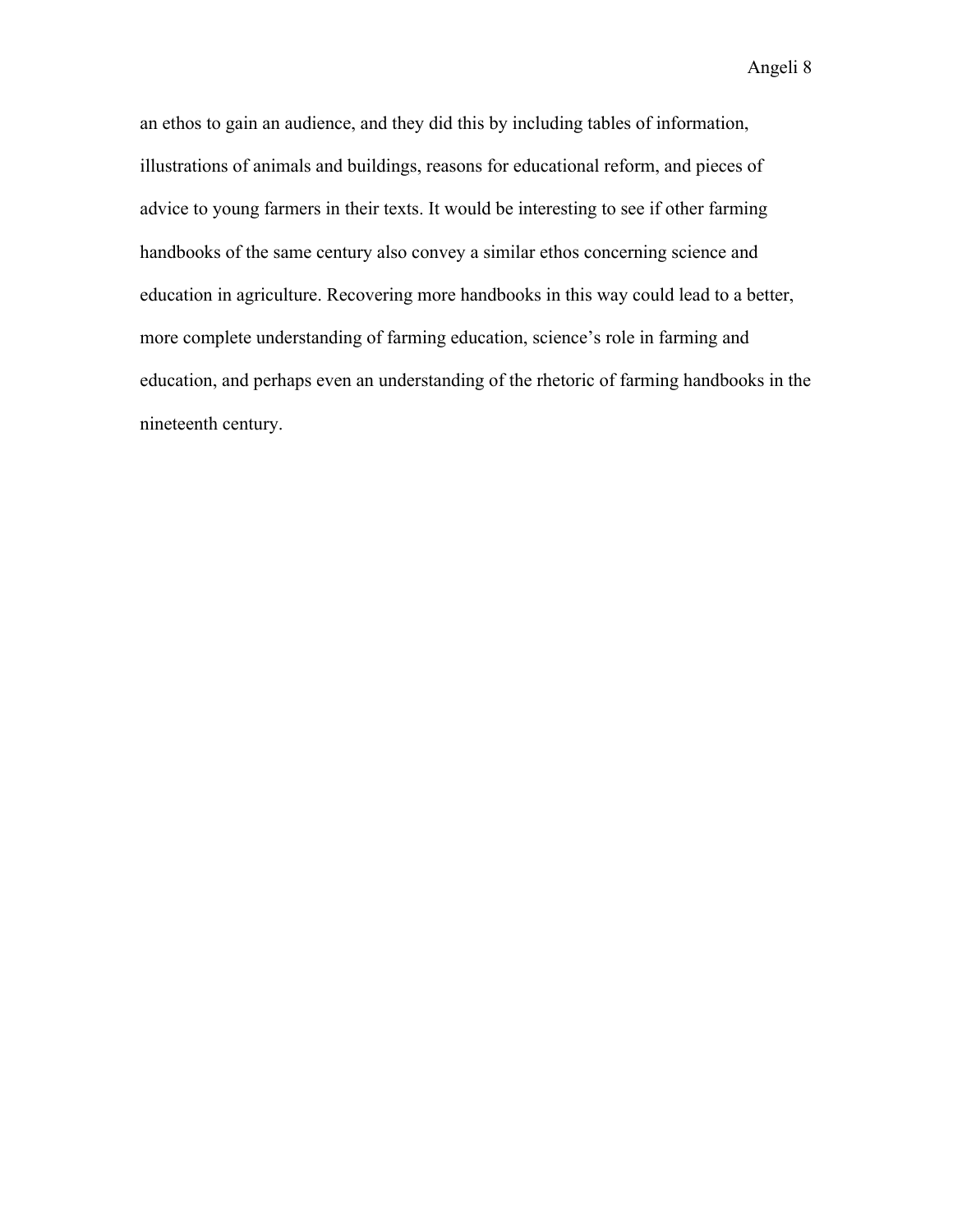an ethos to gain an audience, and they did this by including tables of information, illustrations of animals and buildings, reasons for educational reform, and pieces of advice to young farmers in their texts. It would be interesting to see if other farming handbooks of the same century also convey a similar ethos concerning science and education in agriculture. Recovering more handbooks in this way could lead to a better, more complete understanding of farming education, science's role in farming and education, and perhaps even an understanding of the rhetoric of farming handbooks in the nineteenth century.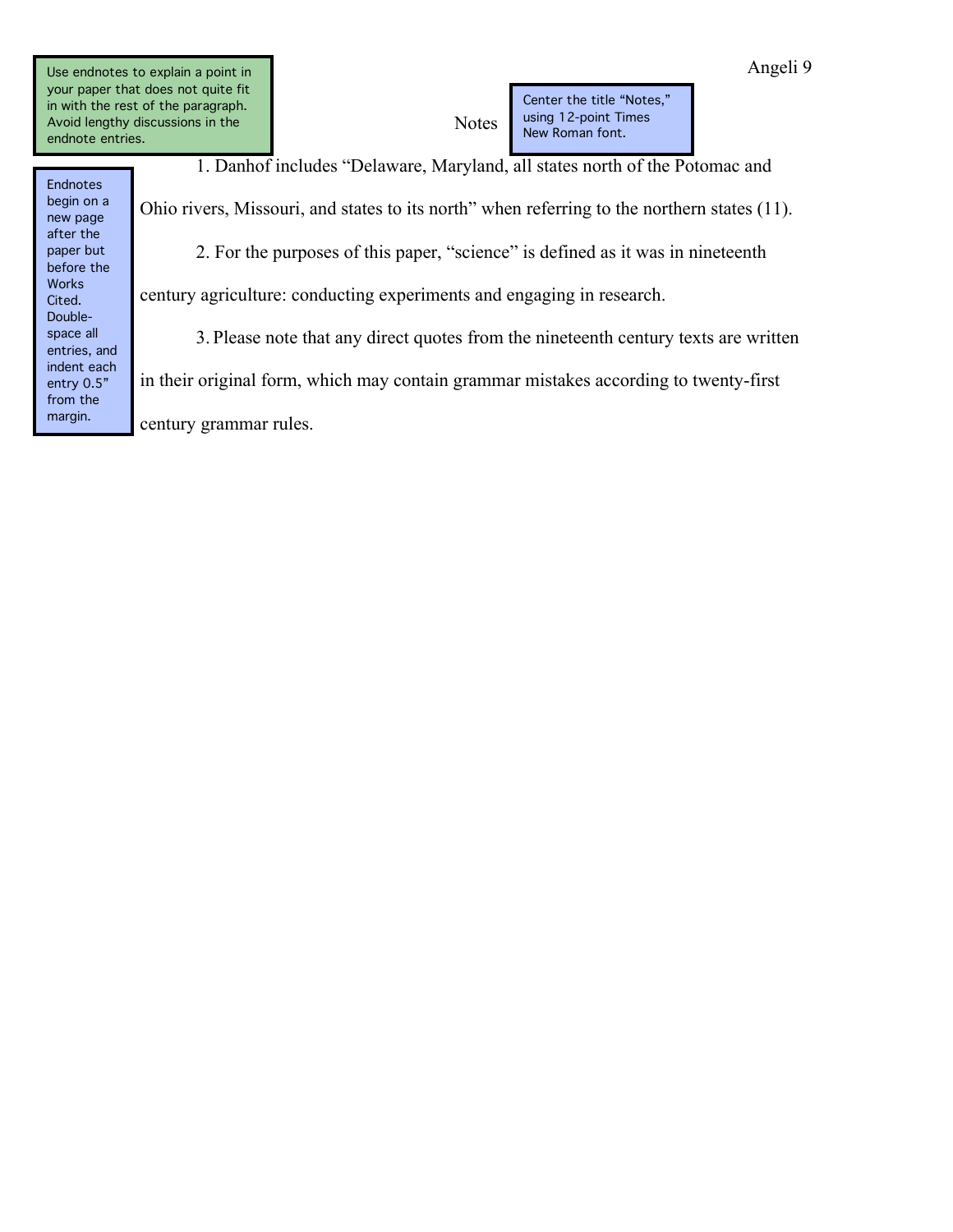Use endnotes to explain a point in your paper that does not quite fit in with the rest of the paragraph. Avoid lengthy discussions in the endnote entries.

Notes

Center the title "Notes," using 12-point Times New Roman font.

Endnotes begin on a new page after the paper but before the Works Cited. Double-space all entries, and indent each entry 0.5" from the margin.

1. Danhof includes "Delaware, Maryland, all states north of the Potomac and Ohio rivers, Missouri, and states to its north" when referring to the northern states (11).

2. For the purposes of this paper, "science" is defined as it was in nineteenth century agriculture: conducting experiments and engaging in research.

3. Please note that any direct quotes from the nineteenth century texts are written in their original form, which may contain grammar mistakes according to twenty-first century grammar rules.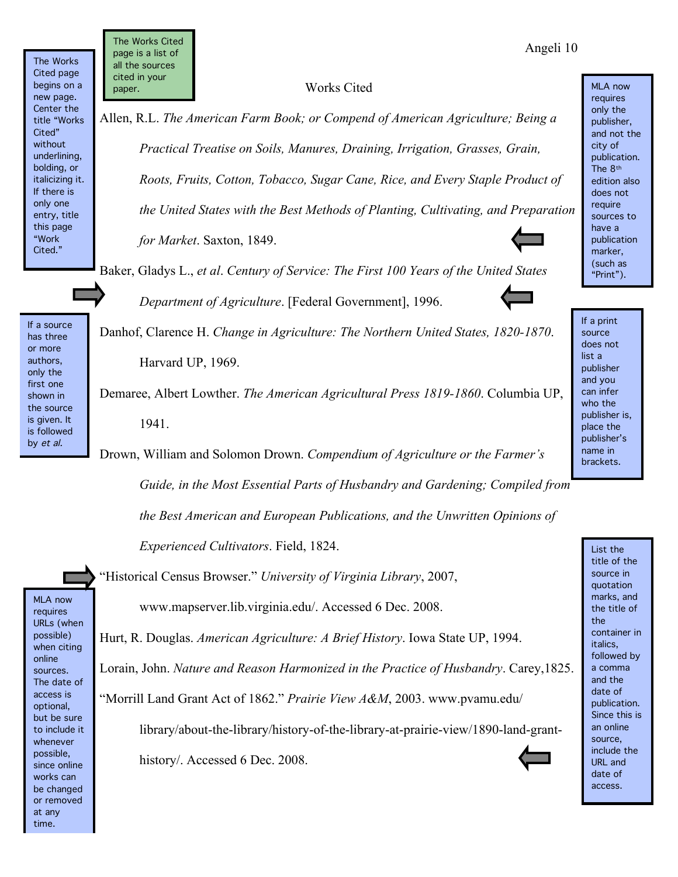The Works Cited page is a list of all the sources cited in your paper.

The Works Cited page begins on a new page. Center the title "Works Cited" without underlining, bolding, or italicizing it. If there is only one entry, title this page "Work Cited."

# Works Cited

Allen, R.L. *The American Farm Book; or Compend of American Agriculture; Being a Practical Treatise on Soils, Manures, Draining, Irrigation, Grasses, Grain, Roots, Fruits, Cotton, Tobacco, Sugar Cane, Rice, and Every Staple Product of the United States with the Best Methods of Planting, Cultivating, and Preparation for Market*. Saxton, 1849.

Baker, Gladys L., *et al*. *Century of Service: The First 100 Years of the United States Department of Agriculture*. [Federal Government], 1996.

Danhof, Clarence H. *Change in Agriculture: The Northern United States, 1820-1870*. Harvard UP, 1969.

Demaree, Albert Lowther. *The American Agricultural Press 1819-1860*. Columbia UP, 1941.

Drown, William and Solomon Drown. *Compendium of Agriculture or the Farmer's Guide, in the Most Essential Parts of Husbandry and Gardening; Compiled from the Best American and European Publications, and the Unwritten Opinions of Experienced Cultivators*. Field, 1824.

"Historical Census Browser." *University of Virginia Library*, 2007, www.mapserver.lib.virginia.edu/. Accessed 6 Dec. 2008.

Hurt, R. Douglas. *American Agriculture: A Brief History*. Iowa State UP, 1994.

Lorain, John. *Nature and Reason Harmonized in the Practice of Husbandry*. Carey,1825.

"Morrill Land Grant Act of 1862." *Prairie View A&M*, 2003. www.pvamu.edu/library/about-the-library/history-of-the-library-at-prairie-view/1890-land-grant-history/. Accessed 6 Dec. 2008.

MLA now requires only the publisher, and not the city of publication. The 8th edition also does not require sources to have a publication marker, (such as "Print").

If a source has three or more authors, only the first one shown in the source is given. It is followed by *et al.*

If a print source does not list a publisher and you can infer who the publisher is, place the publisher's name in brackets.

MLA now requires URLs (when possible) when citing online sources. The date of access is optional, but be sure to include it whenever possible, since online works can be changed or removed at any time.

List the title of the source in quotation marks, and the title of the container in italics, followed by a comma and the date of publication. Since this is an online source, include the URL and date of access.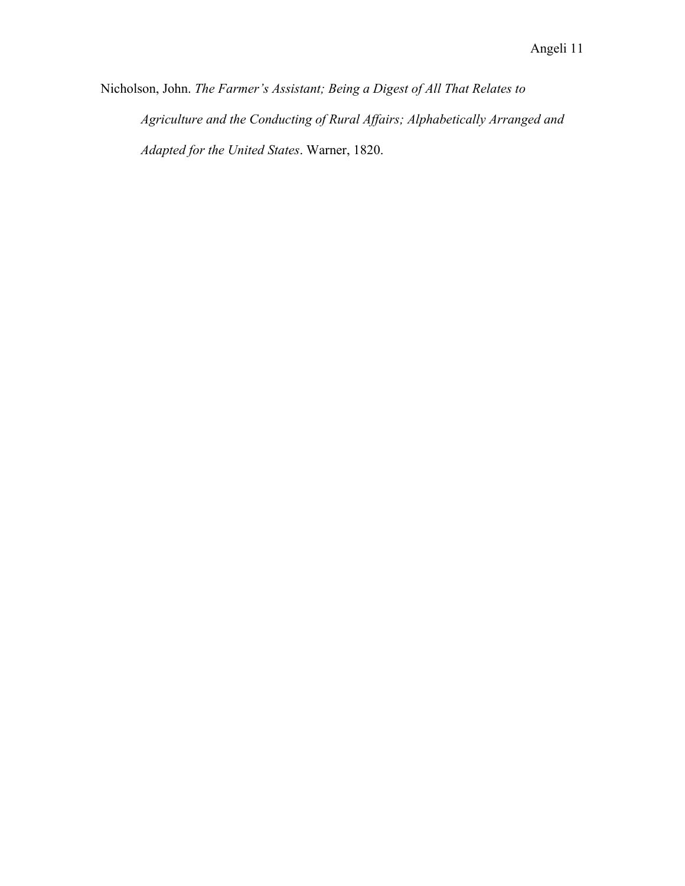Nicholson, John. *The Farmer's Assistant; Being a Digest of All That Relates to Agriculture and the Conducting of Rural Affairs; Alphabetically Arranged and Adapted for the United States*. Warner, 1820.